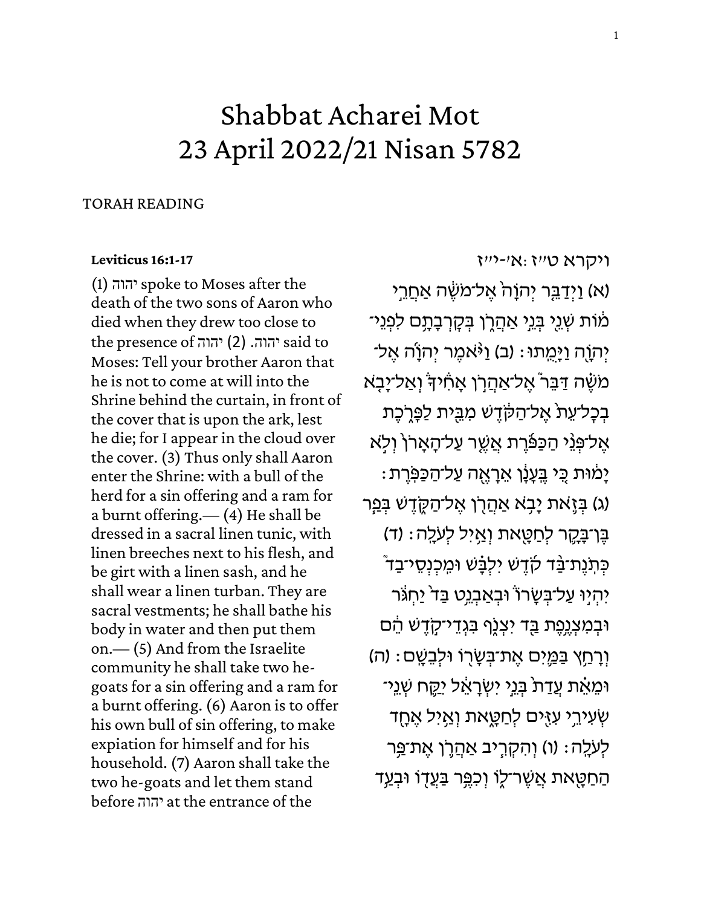# Shabbat Acharei Mot
# 23 April 2022/21 Nisan 5782

TORAH READING

**Leviticus 16:1-17**

(1) יהוה spoke to Moses after the death of the two sons of Aaron who died when they drew too close to the presence of יהוה. (2) יהוה said to Moses: Tell your brother Aaron that he is not to come at will into the Shrine behind the curtain, in front of the cover that is upon the ark, lest he die; for I appear in the cloud over the cover. (3) Thus only shall Aaron enter the Shrine: with a bull of the herd for a sin offering and a ram for a burnt offering.— (4) He shall be dressed in a sacral linen tunic, with linen breeches next to his flesh, and be girt with a linen sash, and he shall wear a linen turban. They are sacral vestments; he shall bathe his body in water and then put them on.— (5) And from the Israelite community he shall take two he-goats for a sin offering and a ram for a burnt offering. (6) Aaron is to offer his own bull of sin offering, to make expiation for himself and for his household. (7) Aaron shall take the two he-goats and let them stand before יהוה at the entrance of the

ויקרא ט״ז:א׳-י״ז

(א) וַיְדַבֵּ֤ר יְהֹוָה֙ אֶל־מֹשֶׁ֔ה אַחֲרֵ֣י מ֔וֹת שְׁנֵ֖י בְּנֵ֣י אַהֲרֹ֑ן בְּקָרְבָתָ֥ם לִפְנֵי־יְהֹוָ֖ה וַיָּמֻֽתוּ׃ (ב) וַיֹּ֨אמֶר יְהֹוָ֜ה אֶל־מֹשֶׁ֗ה דַּבֵּר֮ אֶל־אַהֲרֹ֣ן אָחִיךָ֒ וְאַל־יָבֹ֤א בְכׇל־עֵת֙ אֶל־הַקֹּ֔דֶשׁ מִבֵּ֖ית לַפָּרֹ֑כֶת אֶל־פְּנֵ֨י הַכַּפֹּ֜רֶת אֲשֶׁ֤ר עַל־הָאָרֹן֙ וְלֹ֣א יָמ֔וּת כִּ֚י בֶּֽעָנָ֔ן אֵרָאֶ֖ה עַל־הַכַּפֹּֽרֶת׃ (ג) בְּזֹ֛את יָבֹ֥א אַהֲרֹ֖ן אֶל־הַקֹּ֑דֶשׁ בְּפַ֧ר בֶּן־בָּקָ֛ר לְחַטָּ֖את וְאַ֥יִל לְעֹלָֽה׃ (ד) כְּתֹֽנֶת־בַּ֨ד קֹ֜דֶשׁ יִלְבָּ֗שׁ וּמִֽכְנְסֵי־בַד֮ יִהְי֣וּ עַל־בְּשָׂרוֹ֒ וּבְאַבְנֵ֥ט בַּד֙ יַחְגֹּ֔ר וּבְמִצְנֶ֥פֶת בַּ֖ד יִצְנֹ֑ף בִּגְדֵי־קֹ֣דֶשׁ הֵ֔ם וְרָחַ֥ץ בַּמַּ֛יִם אֶת־בְּשָׂר֖וֹ וּלְבֵשָֽׁם׃ (ה) וּמֵאֵ֗ת עֲדַת֙ בְּנֵ֣י יִשְׂרָאֵ֔ל יִקַּ֛ח שְׁנֵֽי־שְׂעִירֵ֥י עִזִּ֖ים לְחַטָּ֑את וְאַ֥יִל אֶחָ֖ד לְעֹלָֽה׃ (ו) וְהִקְרִ֧יב אַהֲרֹ֛ן אֶת־פַּ֥ר הַֽחַטָּ֖את אֲשֶׁר־ל֑וֹ וְכִפֶּ֥ר בַּֽעֲד֖וֹ וּבְעַ֥ד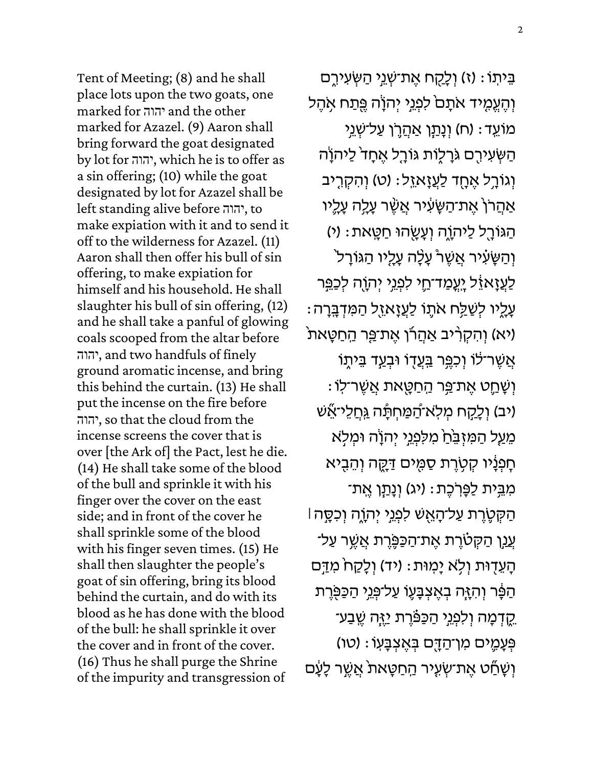Tent of Meeting; (8) and he shall place lots upon the two goats, one marked for יהוה and the other marked for Azazel. (9) Aaron shall bring forward the goat designated by lot for יהוה, which he is to offer as a sin offering; (10) while the goat designated by lot for Azazel shall be left standing alive before יהוה, to make expiation with it and to send it off to the wilderness for Azazel. (11) Aaron shall then offer his bull of sin offering, to make expiation for himself and his household. He shall slaughter his bull of sin offering, (12) and he shall take a panful of glowing coals scooped from the altar before יהוה, and two handfuls of finely ground aromatic incense, and bring this behind the curtain. (13) He shall put the incense on the fire before יהוה, so that the cloud from the incense screens the cover that is over [the Ark of] the Pact, lest he die. (14) He shall take some of the blood of the bull and sprinkle it with his finger over the cover on the east side; and in front of the cover he shall sprinkle some of the blood with his finger seven times. (15) He shall then slaughter the people's goat of sin offering, bring its blood behind the curtain, and do with its blood as he has done with the blood of the bull: he shall sprinkle it over the cover and in front of the cover. (16) Thus he shall purge the Shrine of the impurity and transgression of

בֵּיתוֹ׃ (ז) וְלָקַח אֶת־שְׁנֵי הַשְּׂעִירִ֑ם וְהֶעֱמִ֤יד אֹתָם֙ לִפְנֵ֣י יְהֹוָ֔ה פֶּ֖תַח אֹ֥הֶל מוֹעֵֽד׃ (ח) וְנָתַ֧ן אַהֲרֹ֛ן עַל־שְׁנֵ֥י הַשְּׂעִירִ֖ם גֹּרָל֑וֹת גּוֹרָ֤ל אֶחָד֙ לַיהֹוָ֔ה וְגוֹרָ֥ל אֶחָ֖ד לַעֲזָאזֵֽל׃ (ט) וְהִקְרִ֤יב אַהֲרֹן֙ אֶת־הַשָּׂעִ֔יר אֲשֶׁ֨ר עָלָ֥ה עָלָ֛יו הַגּוֹרָ֖ל לַיהֹוָ֑ה וְעָשָׂ֖הוּ חַטָּֽאת׃ (י) וְהַשָּׂעִ֗יר אֲשֶׁר֩ עָלָ֨ה עָלָ֤יו הַגּוֹרָל֙ לַעֲזָאזֵ֔ל יָֽעֳמַד־חַ֛י לִפְנֵ֥י יְהֹוָ֖ה לְכַפֵּ֣ר עָלָ֑יו לְשַׁלַּ֥ח אֹת֛וֹ לַעֲזָאזֵ֖ל הַמִּדְבָּֽרָה׃ (יא) וְהִקְרִ֨יב אַהֲרֹ֜ן אֶת־פַּ֤ר הַֽחַטָּאת֙ אֲשֶׁר־ל֔וֹ וְכִפֶּ֥ר בַּעֲד֖וֹ וּבְעַ֣ד בֵּית֑וֹ וְשָׁחַ֛ט אֶת־פַּ֥ר הַֽחַטָּ֖את אֲשֶׁר־לֽוֹ׃ (יב) וְלָקַ֣ח מְלֹֽא־הַ֠מַּחְתָּ֠ה גַּֽחֲלֵי־אֵ֞שׁ מֵעַ֤ל הַמִּזְבֵּ֨חַ֙ מִלִּפְנֵ֣י יְהֹוָ֔ה וּמְלֹ֣א חׇפְנָ֔יו קְטֹ֥רֶת סַמִּ֖ים דַּקָּ֑ה וְהֵבִ֖יא מִבֵּ֥ית לַפָּרֹֽכֶת׃ (יג) וְנָתַ֤ן אֶֽת־הַקְּטֹ֨רֶת֙ עַל־הָאֵ֔שׁ לִפְנֵ֖י יְהֹוָ֑ה וְכִסָּ֣ה ׀ עֲנַ֣ן הַקְּטֹ֗רֶת אֶת־הַכַּפֹּ֛רֶת אֲשֶׁ֥ר עַל־הָעֵד֖וּת וְלֹ֥א יָמֽוּת׃ (יד) וְלָקַח֙ מִדַּ֣ם הַפָּ֔ר וְהִזָּ֥ה בְאֶצְבָּע֖וֹ עַל־פְּנֵ֣י הַכַּפֹּ֑רֶת קֵ֔דְמָה וְלִפְנֵ֣י הַכַּפֹּ֗רֶת יַזֶּ֧ה שֶֽׁבַע־פְּעָמִ֛ים מִן־הַדָּ֖ם בְּאֶצְבָּעֽוֹ׃ (טו) וְשָׁחַ֞ט אֶת־שְׂעִ֣יר הַחַטָּאת֮ אֲשֶׁ֣ר לָעָם֒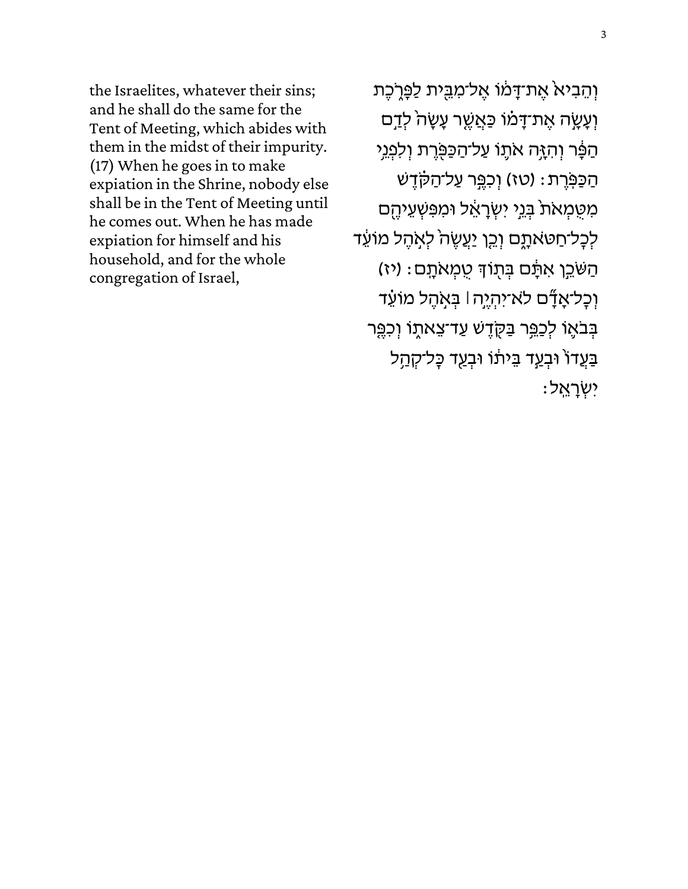וְהֵבִיא֙ אֶת־דָּמ֔וֹ אֶל־מִבֵּ֖ית לַפָּרֹ֑כֶת וְעָשָׂ֣ה אֶת־דָּמ֗וֹ כַּאֲשֶׁ֤ר עָשָׂה֙ לְדַ֣ם הַפָּ֔ר וְהִזָּ֥ה אֹת֛וֹ עַל־הַכַּפֹּ֖רֶת וְלִפְנֵ֥י הַכַּפֹּֽרֶת׃ (טז) וְכִפֶּ֣ר עַל־הַקֹּ֗דֶשׁ מִטֻּמְאֹת֙ בְּנֵ֣י יִשְׂרָאֵ֔ל וּמִפִּשְׁעֵיהֶ֖ם לְכָל־חַטֹּאתָ֑ם וְכֵ֤ן יַעֲשֶׂה֙ לְאֹ֣הֶל מוֹעֵ֔ד הַשֹּׁכֵ֣ן אִתָּ֔ם בְּת֖וֹךְ טֻמְאֹתָֽם׃ (יז) וְכָל־אָדָ֞ם לֹא־יִהְיֶ֣ה ׀ בְּאֹ֣הֶל מוֹעֵ֗ד בְּבֹא֛וֹ לְכַפֵּ֥ר בַּקֹּ֖דֶשׁ עַד־צֵאת֑וֹ וְכִפֶּ֤ר בַּעֲדוֹ֙ וּבְעַ֣ד בֵּית֔וֹ וּבְעַ֖ד כָּל־קְהַ֥ל יִשְׂרָאֵֽל׃

the Israelites, whatever their sins; and he shall do the same for the Tent of Meeting, which abides with them in the midst of their impurity. (17) When he goes in to make expiation in the Shrine, nobody else shall be in the Tent of Meeting until he comes out. When he has made expiation for himself and his household, and for the whole congregation of Israel,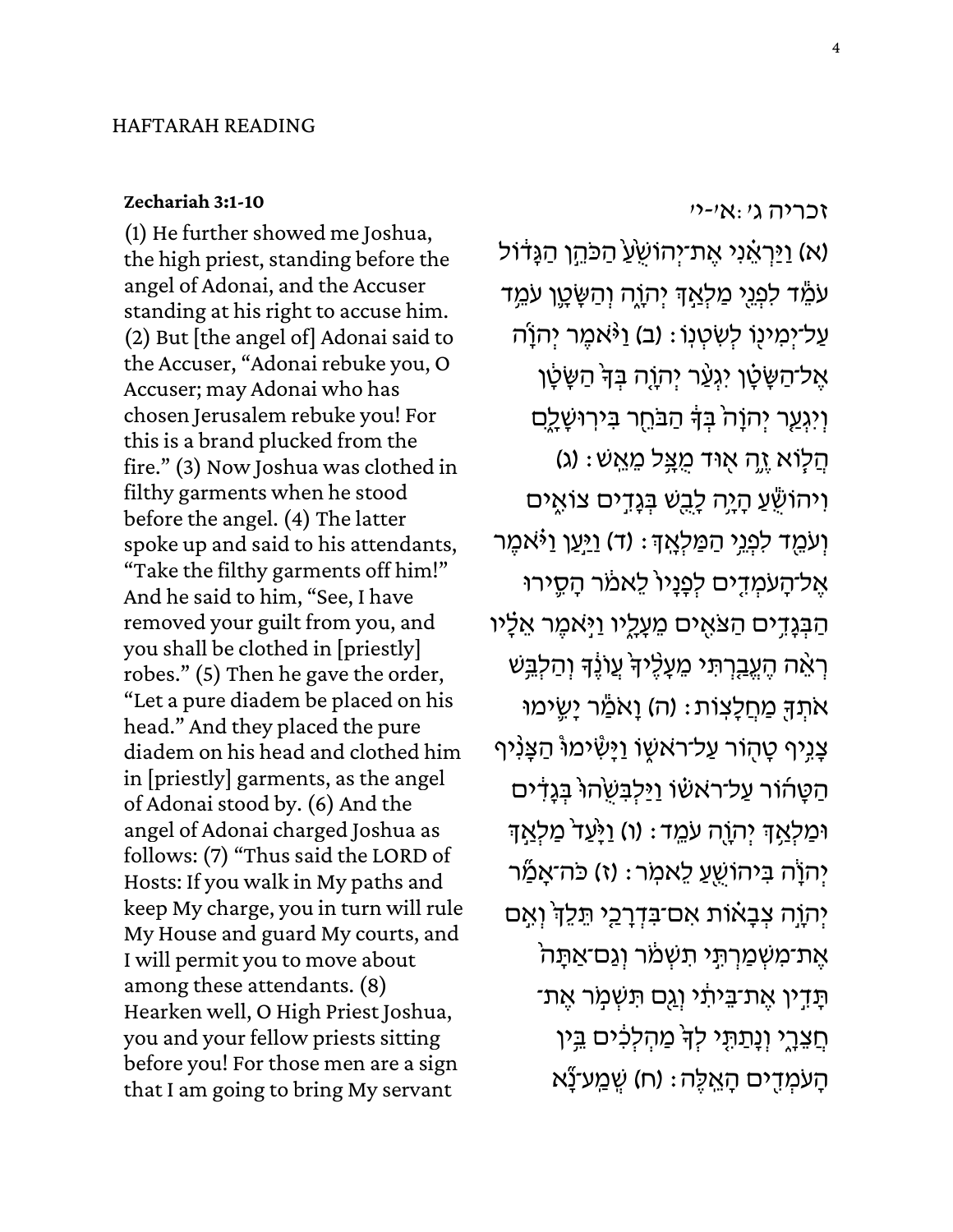HAFTARAH READING

**Zechariah 3:1-10**

(1) He further showed me Joshua, the high priest, standing before the angel of Adonai, and the Accuser standing at his right to accuse him. (2) But [the angel of] Adonai said to the Accuser, “Adonai rebuke you, O Accuser; may Adonai who has chosen Jerusalem rebuke you! For this is a brand plucked from the fire.” (3) Now Joshua was clothed in filthy garments when he stood before the angel. (4) The latter spoke up and said to his attendants, “Take the filthy garments off him!” And he said to him, “See, I have removed your guilt from you, and you shall be clothed in [priestly] robes.” (5) Then he gave the order, “Let a pure diadem be placed on his head.” And they placed the pure diadem on his head and clothed him in [priestly] garments, as the angel of Adonai stood by. (6) And the angel of Adonai charged Joshua as follows: (7) “Thus said the LORD of Hosts: If you walk in My paths and keep My charge, you in turn will rule My House and guard My courts, and I will permit you to move about among these attendants. (8) Hearken well, O High Priest Joshua, you and your fellow priests sitting before you! For those men are a sign that I am going to bring My servant

זכריה ג׳:א׳-י׳

(א) וַיַּרְאֵ֗נִי אֶת־יְהוֹשֻׁ֙עַ֙ הַכֹּהֵ֣ן הַגָּד֔וֹל עֹמֵ֕ד לִפְנֵ֖י מַלְאַ֣ךְ יְהֹוָ֑ה וְהַשָּׂטָ֛ן עֹמֵ֥ד עַל־יְמִינ֖וֹ לְשִׂטְנֽוֹ׃ (ב) וַיֹּ֨אמֶר יְהֹוָ֜ה אֶל־הַשָּׂטָ֗ן יִגְעַ֨ר יְהֹוָ֥ה בְּךָ֙ הַשָּׂטָ֔ן וְיִגְעַ֤ר יְהֹוָה֙ בְּךָ֔ הַבֹּחֵ֖ר בִּירוּשָׁלָ֑͏ִם הֲל֧וֹא זֶ֦ה א֖וּד מֻצָּ֥ל מֵאֵֽשׁ׃ (ג) וִיהוֹשֻׁ֕עַ הָיָ֥ה לָבֻ֖שׁ בְּגָדִ֣ים צוֹאִ֑ים וְעֹמֵ֖ד לִפְנֵ֥י הַמַּלְאָֽךְ׃ (ד) וַיַּ֣עַן וַיֹּ֗אמֶר אֶל־הָעֹמְדִ֤ים לְפָנָיו֙ לֵאמֹ֔ר הָסִ֛ירוּ הַבְּגָדִ֥ים הַצֹּאִ֖ים מֵעָלָ֑יו וַיֹּ֣אמֶר אֵלָ֗יו רְאֵ֨ה הֶעֱבַ֤רְתִּי מֵעָלֶ֙יךָ֙ עֲוֺנֶ֔ךָ וְהַלְבֵּ֥שׁ אֹתְךָ֖ מַחֲלָצֽוֹת׃ (ה) וָאֹמַ֕ר יָשִׂ֛ימוּ צָנִ֥יף טָה֖וֹר עַל־רֹאשׁ֑וֹ וַיָּשִׂ֩ימוּ֩ הַצָּנִ֨יף הַטָּה֜וֹר עַל־רֹאשׁ֗וֹ וַיַּלְבִּשֻׁ֙הוּ֙ בְּגָדִ֔ים וּמַלְאַ֥ךְ יְהֹוָ֖ה עֹמֵֽד׃ (ו) וַיָּ֙עַד֙ מַלְאַ֣ךְ יְהֹוָ֔ה בִּיהוֹשֻׁ֖עַ לֵאמֹֽר׃ (ז) כֹּה־אָמַ֞ר יְהֹוָ֣ה צְבָא֗וֹת אִם־בִּדְרָכַ֤י תֵּלֵךְ֙ וְאִ֣ם אֶת־מִשְׁמַרְתִּ֣י תִשְׁמֹ֔ר וְגַם־אַתָּה֙ תָּדִ֣ין אֶת־בֵּיתִ֔י וְגַ֖ם תִּשְׁמֹ֣ר אֶת־חֲצֵרָ֑י וְנָתַתִּ֤י לְךָ֙ מַהְלְכִ֔ים בֵּ֥ין הָעֹמְדִ֖ים הָאֵֽלֶּה׃ (ח) שְֽׁמַֽע־נָ֞א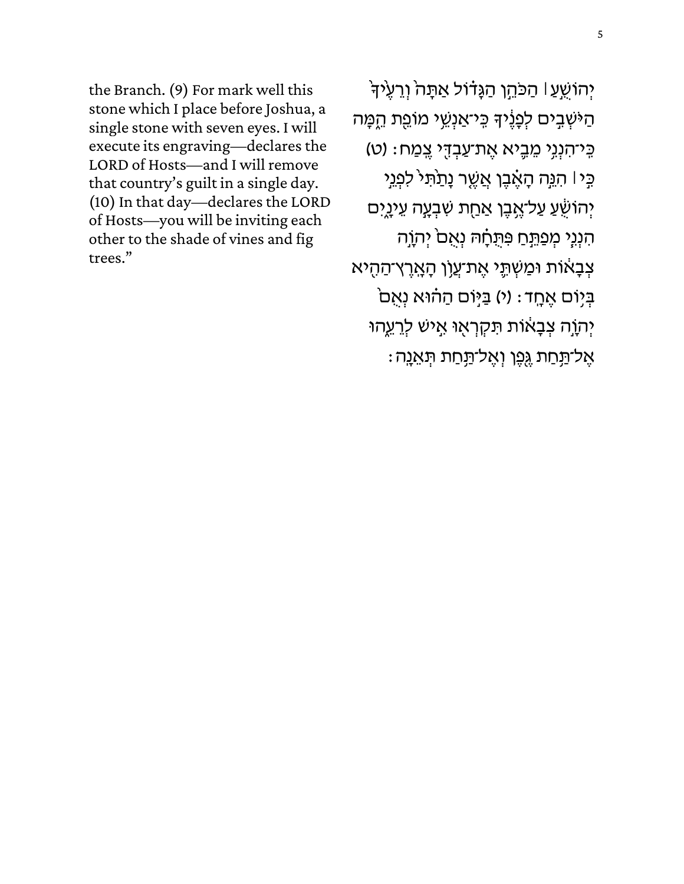the Branch. (9) For mark well this stone which I place before Joshua, a single stone with seven eyes. I will execute its engraving—declares the LORD of Hosts—and I will remove that country's guilt in a single day. (10) In that day—declares the LORD of Hosts—you will be inviting each other to the shade of vines and fig trees."

יְהוֹשֻׁ֣עַ׀ הַכֹּהֵ֣ן הַגָּד֗וֹל אַתָּה֙ וְרֵעֶ֙יךָ֙ הַיֹּשְׁבִ֣ים לְפָנֶ֔יךָ כִּֽי־אַנְשֵׁ֥י מוֹפֵ֖ת הֵ֑מָּה כִּֽי־הִנְנִ֥י מֵבִ֛יא אֶת־עַבְדִּ֖י צֶֽמַח׃ (ט) כִּ֣י׀ הִנֵּ֣ה הָאֶ֗בֶן אֲשֶׁ֤ר נָתַ֙תִּי֙ לִפְנֵ֣י יְהוֹשֻׁ֔עַ עַל־אֶ֥בֶן אַחַ֖ת שִׁבְעָ֣ה עֵינָ֑יִם הִנְנִ֧י מְפַתֵּ֣חַ פִּתֻּחָ֗הּ נְאֻם֙ יְהוָ֣ה צְבָא֔וֹת וּמַשְׁתִּ֛י אֶת־עֲוֺ֥ן הָאָֽרֶץ־הַהִ֖יא בְּי֥וֹם אֶחָֽד׃ (י) בַּיּ֣וֹם הַה֗וּא נְאֻם֙ יְהוָ֣ה צְבָא֔וֹת תִּקְרְא֖וּ אִ֣ישׁ לְרֵעֵ֑הוּ אֶל־תַּ֥חַת גֶּ֖פֶן וְאֶל־תַּ֥חַת תְּאֵנָֽה׃